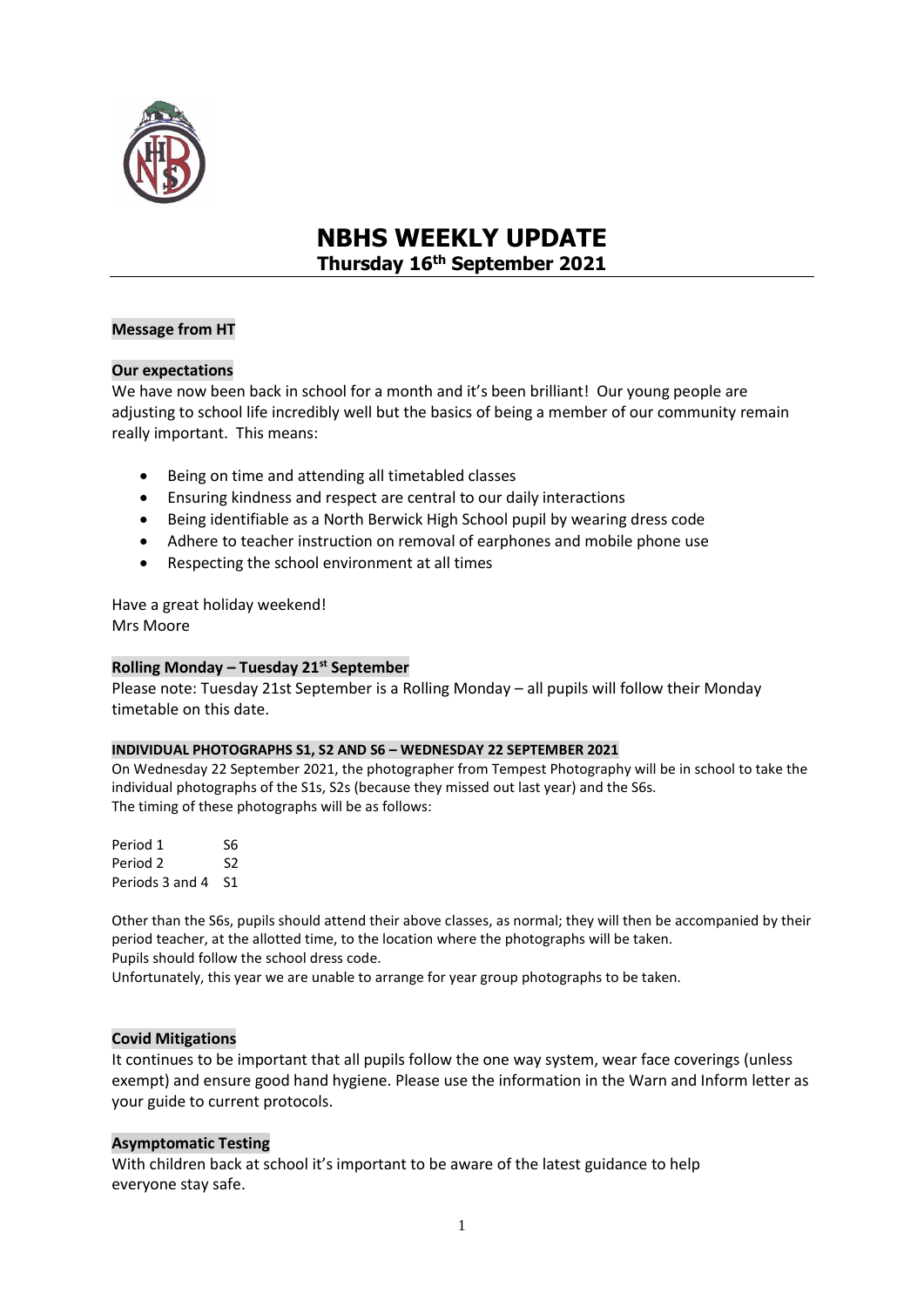# NBHS WEEKLY UPDATE

## Thursday 16th September 2021

### Message from HT

### Our expectations

We have now been back in school for a month and it's been brilliant! Our young people are adjusting to school life incredibly well but the basics of being a member of our community remain really important. This means:

- Being on time and attending all timetabled classes
- Ensuring kindness and respect are central to our daily interactions
- Being identifiable as a North Berwick High School pupil by wearing dress code
- Adhere to teacher instruction on removal of earphones and mobile phone use
- Respecting the school environment at all times

Have a great holiday weekend!
Mrs Moore

### Rolling Monday – Tuesday 21st September

Please note: Tuesday 21st September is a Rolling Monday – all pupils will follow their Monday timetable on this date.

### INDIVIDUAL PHOTOGRAPHS S1, S2 AND S6 – WEDNESDAY 22 SEPTEMBER 2021

On Wednesday 22 September 2021, the photographer from Tempest Photography will be in school to take the individual photographs of the S1s, S2s (because they missed out last year) and the S6s.
The timing of these photographs will be as follows:

| | |
|---|---|
| Period 1 | S6 |
| Period 2 | S2 |
| Periods 3 and 4 | S1 |

Other than the S6s, pupils should attend their above classes, as normal; they will then be accompanied by their period teacher, at the allotted time, to the location where the photographs will be taken.
Pupils should follow the school dress code.
Unfortunately, this year we are unable to arrange for year group photographs to be taken.

### Covid Mitigations

It continues to be important that all pupils follow the one way system, wear face coverings (unless exempt) and ensure good hand hygiene. Please use the information in the Warn and Inform letter as your guide to current protocols.

### Asymptomatic Testing

With children back at school it's important to be aware of the latest guidance to help everyone stay safe.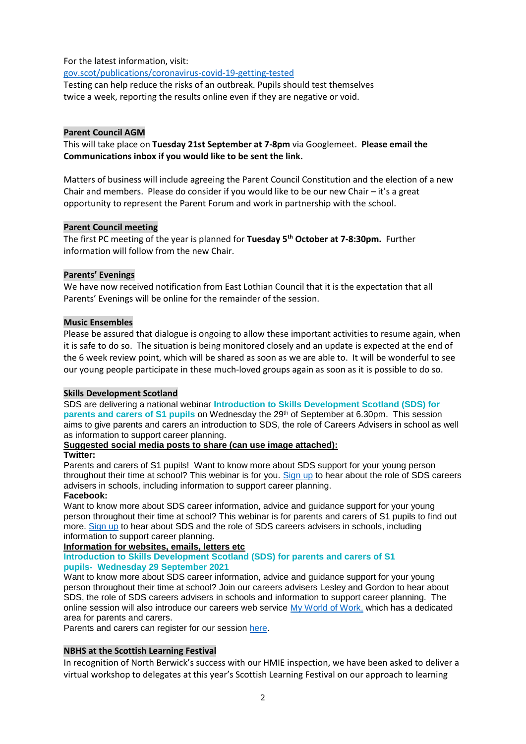For the latest information, visit:

[gov.scot/publications/coronavirus-covid-19-getting-tested](gov.scot/publications/coronavirus-covid-19-getting-tested)

Testing can help reduce the risks of an outbreak. Pupils should test themselves twice a week, reporting the results online even if they are negative or void.

## Parent Council AGM

This will take place on **Tuesday 21st September at 7-8pm** via Googlemeet. **Please email the Communications inbox if you would like to be sent the link.**

Matters of business will include agreeing the Parent Council Constitution and the election of a new Chair and members. Please do consider if you would like to be our new Chair – it's a great opportunity to represent the Parent Forum and work in partnership with the school.

## Parent Council meeting

The first PC meeting of the year is planned for **Tuesday 5th October at 7-8:30pm.** Further information will follow from the new Chair.

## Parents' Evenings

We have now received notification from East Lothian Council that it is the expectation that all Parents' Evenings will be online for the remainder of the session.

## Music Ensembles

Please be assured that dialogue is ongoing to allow these important activities to resume again, when it is safe to do so. The situation is being monitored closely and an update is expected at the end of the 6 week review point, which will be shared as soon as we are able to. It will be wonderful to see our young people participate in these much-loved groups again as soon as it is possible to do so.

## Skills Development Scotland

SDS are delivering a national webinar **Introduction to Skills Development Scotland (SDS) for parents and carers of S1 pupils** on Wednesday the 29th of September at 6.30pm. This session aims to give parents and carers an introduction to SDS, the role of Careers Advisers in school as well as information to support career planning.

**Suggested social media posts to share (can use image attached):**

**Twitter:**

Parents and carers of S1 pupils! Want to know more about SDS support for your young person throughout their time at school? This webinar is for you. Sign up to hear about the role of SDS careers advisers in schools, including information to support career planning.

**Facebook:**

Want to know more about SDS career information, advice and guidance support for your young person throughout their time at school? This webinar is for parents and carers of S1 pupils to find out more. Sign up to hear about SDS and the role of SDS careers advisers in schools, including information to support career planning.

**Information for websites, emails, letters etc**

**Introduction to Skills Development Scotland (SDS) for parents and carers of S1 pupils- Wednesday 29 September 2021**

Want to know more about SDS career information, advice and guidance support for your young person throughout their time at school? Join our careers advisers Lesley and Gordon to hear about SDS, the role of SDS careers advisers in schools and information to support career planning. The online session will also introduce our careers web service My World of Work, which has a dedicated area for parents and carers.

Parents and carers can register for our session here.

## NBHS at the Scottish Learning Festival

In recognition of North Berwick's success with our HMIE inspection, we have been asked to deliver a virtual workshop to delegates at this year's Scottish Learning Festival on our approach to learning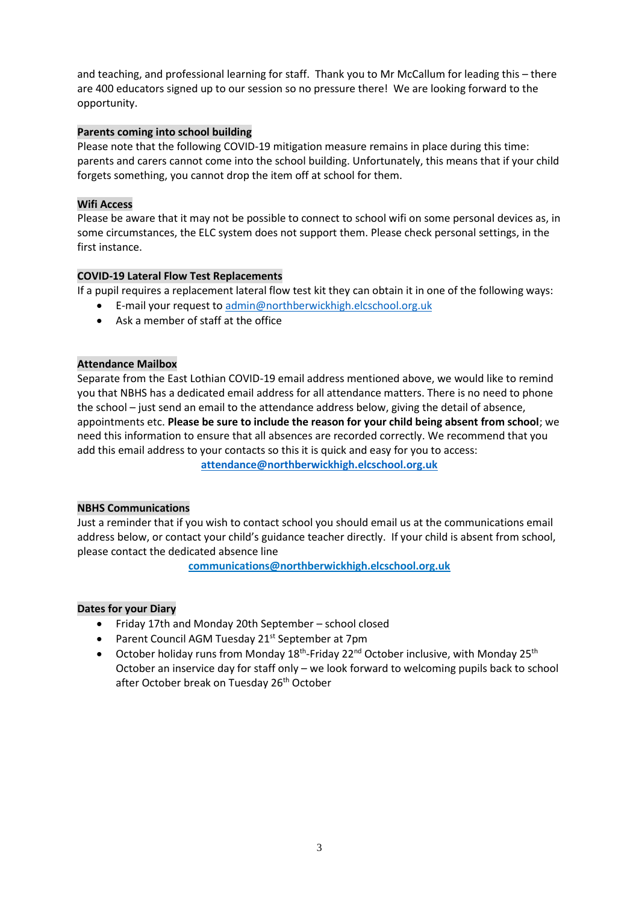and teaching, and professional learning for staff. Thank you to Mr McCallum for leading this – there are 400 educators signed up to our session so no pressure there! We are looking forward to the opportunity.

**Parents coming into school building**

Please note that the following COVID-19 mitigation measure remains in place during this time: parents and carers cannot come into the school building. Unfortunately, this means that if your child forgets something, you cannot drop the item off at school for them.

**Wifi Access**

Please be aware that it may not be possible to connect to school wifi on some personal devices as, in some circumstances, the ELC system does not support them. Please check personal settings, in the first instance.

**COVID-19 Lateral Flow Test Replacements**

If a pupil requires a replacement lateral flow test kit they can obtain it in one of the following ways:

- E-mail your request to admin@northberwickhigh.elcschool.org.uk
- Ask a member of staff at the office

**Attendance Mailbox**

Separate from the East Lothian COVID-19 email address mentioned above, we would like to remind you that NBHS has a dedicated email address for all attendance matters. There is no need to phone the school – just send an email to the attendance address below, giving the detail of absence, appointments etc. **Please be sure to include the reason for your child being absent from school**; we need this information to ensure that all absences are recorded correctly. We recommend that you add this email address to your contacts so this it is quick and easy for you to access:

**attendance@northberwickhigh.elcschool.org.uk**

**NBHS Communications**

Just a reminder that if you wish to contact school you should email us at the communications email address below, or contact your child's guidance teacher directly. If your child is absent from school, please contact the dedicated absence line

**communications@northberwickhigh.elcschool.org.uk**

**Dates for your Diary**

- Friday 17th and Monday 20th September – school closed
- Parent Council AGM Tuesday 21st September at 7pm
- October holiday runs from Monday 18th-Friday 22nd October inclusive, with Monday 25th October an inservice day for staff only – we look forward to welcoming pupils back to school after October break on Tuesday 26th October